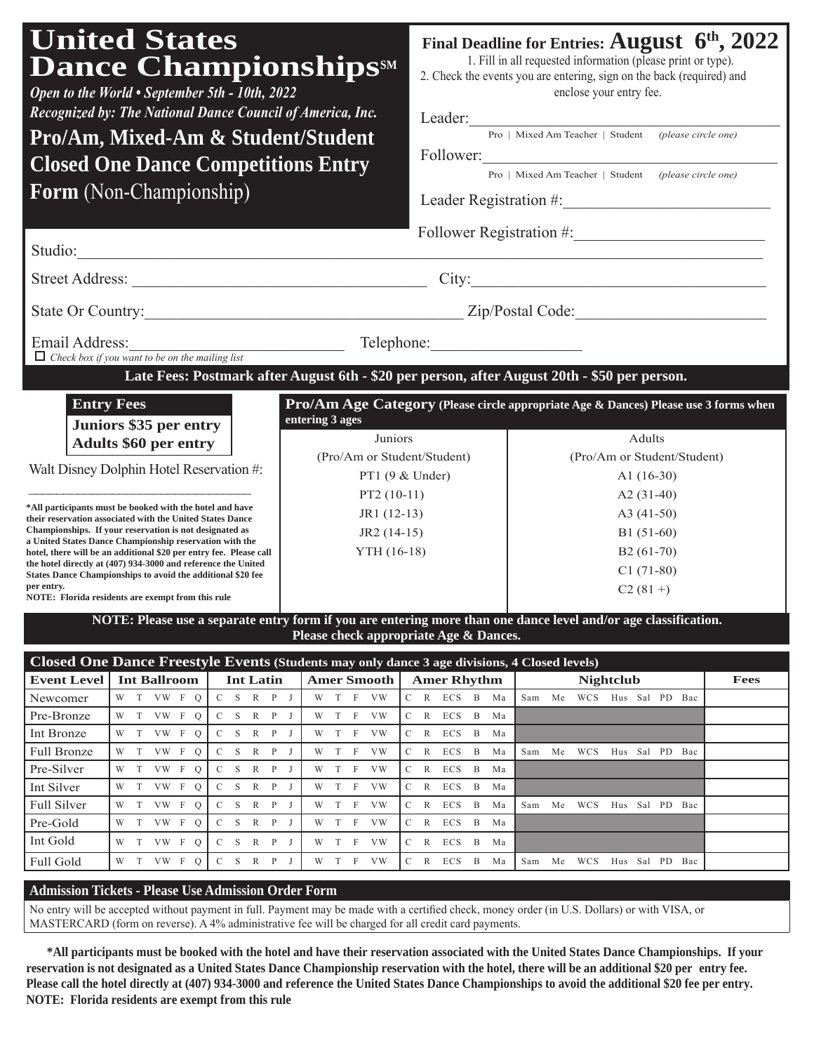# United States Dance Championships℠

*Open to the World • September 5th - 10th, 2022*

*Recognized by: The National Dance Council of America, Inc.*

## Pro/Am, Mixed-Am & Student/Student Closed One Dance Competitions Entry Form (Non-Championship)

**Final Deadline for Entries: August 6th, 2022**

1. Fill in all requested information (please print or type).
2. Check the events you are entering, sign on the back (required) and enclose your entry fee.

Leader:\_\_\_\_\_\_\_\_\_\_\_\_\_\_\_\_\_\_\_\_\_\_\_\_\_\_\_\_\_\_\_\_\_\_\_\_\_\_\_\_

Pro | Mixed Am Teacher | Student *(please circle one)*

Follower:\_\_\_\_\_\_\_\_\_\_\_\_\_\_\_\_\_\_\_\_\_\_\_\_\_\_\_\_\_\_\_\_\_\_\_\_\_\_\_\_

Pro | Mixed Am Teacher | Student *(please circle one)*

Leader Registration #:\_\_\_\_\_\_\_\_\_\_\_\_\_\_\_\_\_\_\_\_\_\_\_\_

Follower Registration #:\_\_\_\_\_\_\_\_\_\_\_\_\_\_\_\_\_\_\_\_\_\_\_\_

Studio:\_\_\_\_\_\_\_\_\_\_\_\_\_\_\_\_\_\_\_\_\_\_\_\_\_\_\_\_\_\_\_\_\_\_\_\_\_\_\_\_\_\_\_\_\_\_\_\_\_\_\_\_\_\_\_\_\_\_\_\_\_\_\_\_\_\_\_\_\_\_\_\_\_\_\_\_

Street Address: \_\_\_\_\_\_\_\_\_\_\_\_\_\_\_\_\_\_\_\_\_\_\_\_\_\_\_\_\_\_\_\_\_\_\_\_ City:\_\_\_\_\_\_\_\_\_\_\_\_\_\_\_\_\_\_\_\_\_\_\_\_\_\_\_\_\_\_\_\_\_\_

State Or Country:\_\_\_\_\_\_\_\_\_\_\_\_\_\_\_\_\_\_\_\_\_\_\_\_\_\_\_\_\_\_\_\_\_\_\_\_\_\_\_\_ Zip/Postal Code:\_\_\_\_\_\_\_\_\_\_\_\_\_\_\_\_\_\_\_\_\_\_\_\_

Email Address:\_\_\_\_\_\_\_\_\_\_\_\_\_\_\_\_\_\_\_\_\_\_\_\_\_\_\_\_\_\_\_\_ Telephone:\_\_\_\_\_\_\_\_\_\_\_\_\_\_\_\_\_\_\_\_

☐ *Check box if you want to be on the mailing list*

**Late Fees: Postmark after August 6th - $20 per person, after August 20th - $50 per person.**

### Entry Fees

**Juniors $35 per entry**

**Adults $60 per entry**

Walt Disney Dolphin Hotel Reservation #:

\_\_\_\_\_\_\_\_\_\_\_\_\_\_\_\_\_\_\_\_\_\_\_\_\_\_\_\_\_\_\_\_

**\*All participants must be booked with the hotel and have their reservation associated with the United States Dance Championships. If your reservation is not designated as a United States Dance Championship reservation with the hotel, there will be an additional $20 per entry fee. Please call the hotel directly at (407) 934-3000 and reference the United States Dance Championships to avoid the additional $20 fee per entry.**

**NOTE: Florida residents are exempt from this rule**

### Pro/Am Age Category (Please circle appropriate Age & Dances) Please use 3 forms when entering 3 ages

| Juniors (Pro/Am or Student/Student) | Adults (Pro/Am or Student/Student) |
|---|---|
| PT1 (9 & Under) | A1 (16-30) |
| PT2 (10-11) | A2 (31-40) |
| JR1 (12-13) | A3 (41-50) |
| JR2 (14-15) | B1 (51-60) |
| YTH (16-18) | B2 (61-70) |
| | C1 (71-80) |
| | C2 (81 +) |

**NOTE: Please use a separate entry form if you are entering more than one dance level and/or age classification. Please check appropriate Age & Dances.**

### Closed One Dance Freestyle Events (Students may only dance 3 age divisions, 4 Closed levels)

| Event Level | Int Ballroom | Int Latin | Amer Smooth | Amer Rhythm | Nightclub | Fees |
|---|---|---|---|---|---|---|
| Newcomer | W T VW F Q | C S R P J | W T F VW | C R ECS B Ma | Sam Me WCS Hus Sal PD Bac | |
| Pre-Bronze | W T VW F Q | C S R P J | W T F VW | C R ECS B Ma | | |
| Int Bronze | W T VW F Q | C S R P J | W T F VW | C R ECS B Ma | | |
| Full Bronze | W T VW F Q | C S R P J | W T F VW | C R ECS B Ma | Sam Me WCS Hus Sal PD Bac | |
| Pre-Silver | W T VW F Q | C S R P J | W T F VW | C R ECS B Ma | | |
| Int Silver | W T VW F Q | C S R P J | W T F VW | C R ECS B Ma | | |
| Full Silver | W T VW F Q | C S R P J | W T F VW | C R ECS B Ma | Sam Me WCS Hus Sal PD Bac | |
| Pre-Gold | W T VW F Q | C S R P J | W T F VW | C R ECS B Ma | | |
| Int Gold | W T VW F Q | C S R P J | W T F VW | C R ECS B Ma | | |
| Full Gold | W T VW F Q | C S R P J | W T F VW | C R ECS B Ma | Sam Me WCS Hus Sal PD Bac | |

### Admission Tickets - Please Use Admission Order Form

No entry will be accepted without payment in full. Payment may be made with a certified check, money order (in U.S. Dollars) or with VISA, or MASTERCARD (form on reverse). A 4% administrative fee will be charged for all credit card payments.

**\*All participants must be booked with the hotel and have their reservation associated with the United States Dance Championships. If your reservation is not designated as a United States Dance Championship reservation with the hotel, there will be an additional $20 per entry fee. Please call the hotel directly at (407) 934-3000 and reference the United States Dance Championships to avoid the additional $20 fee per entry. NOTE: Florida residents are exempt from this rule**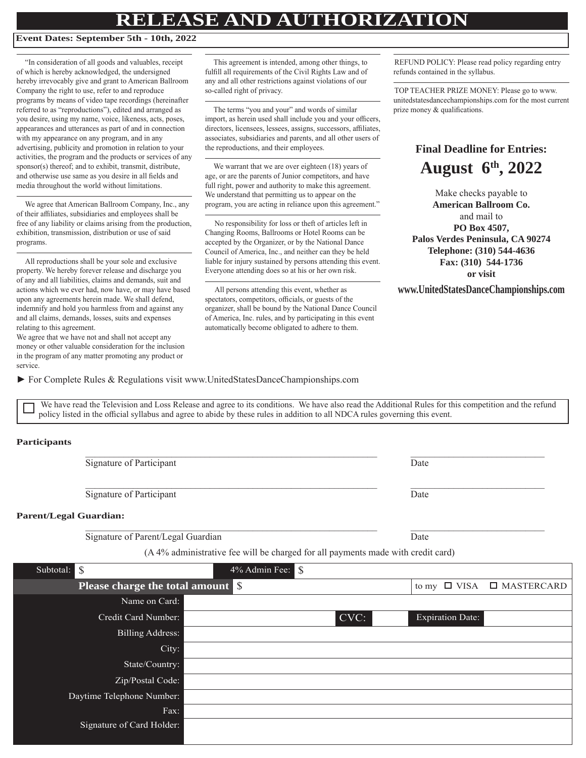# RELEASE AND AUTHORIZATION

**Event Dates: September 5th - 10th, 2022**

"In consideration of all goods and valuables, receipt of which is hereby acknowledged, the undersigned hereby irrevocably give and grant to American Ballroom Company the right to use, refer to and reproduce programs by means of video tape recordings (hereinafter referred to as "reproductions"), edited and arranged as you desire, using my name, voice, likeness, acts, poses, appearances and utterances as part of and in connection with my appearance on any program, and in any advertising, publicity and promotion in relation to your activities, the program and the products or services of any sponsor(s) thereof; and to exhibit, transmit, distribute, and otherwise use same as you desire in all fields and media throughout the world without limitations.

We agree that American Ballroom Company, Inc., any of their affiliates, subsidiaries and employees shall be free of any liability or claims arising from the production, exhibition, transmission, distribution or use of said programs.

All reproductions shall be your sole and exclusive property. We hereby forever release and discharge you of any and all liabilities, claims and demands, suit and actions which we ever had, now have, or may have based upon any agreements herein made. We shall defend, indemnify and hold you harmless from and against any and all claims, demands, losses, suits and expenses relating to this agreement.
We agree that we have not and shall not accept any money or other valuable consideration for the inclusion in the program of any matter promoting any product or service.

This agreement is intended, among other things, to fulfill all requirements of the Civil Rights Law and of any and all other restrictions against violations of our so-called right of privacy.

The terms "you and your" and words of similar import, as herein used shall include you and your officers, directors, licensees, lessees, assigns, successors, affiliates, associates, subsidiaries and parents, and all other users of the reproductions, and their employees.

We warrant that we are over eighteen (18) years of age, or are the parents of Junior competitors, and have full right, power and authority to make this agreement. We understand that permitting us to appear on the program, you are acting in reliance upon this agreement."

No responsibility for loss or theft of articles left in Changing Rooms, Ballrooms or Hotel Rooms can be accepted by the Organizer, or by the National Dance Council of America, Inc., and neither can they be held liable for injury sustained by persons attending this event. Everyone attending does so at his or her own risk.

All persons attending this event, whether as spectators, competitors, officials, or guests of the organizer, shall be bound by the National Dance Council of America, Inc. rules, and by participating in this event automatically become obligated to adhere to them.

REFUND POLICY: Please read policy regarding entry refunds contained in the syllabus.

TOP TEACHER PRIZE MONEY: Please go to www.unitedstatesdancechampionships.com for the most current prize money & qualifications.

**Final Deadline for Entries:**

## August 6th, 2022

Make checks payable to
**American Ballroom Co.**
and mail to
**PO Box 4507,**
**Palos Verdes Peninsula, CA 90274**
**Telephone: (310) 544-4636**
**Fax: (310) 544-1736**
**or visit**
**www.UnitedStatesDanceChampionships.com**

► For Complete Rules & Regulations visit www.UnitedStatesDanceChampionships.com

☐ We have read the Television and Loss Release and agree to its conditions. We have also read the Additional Rules for this competition and the refund policy listed in the official syllabus and agree to abide by these rules in addition to all NDCA rules governing this event.

**Participants**

Signature of Participant _______________ Date _______________

Signature of Participant _______________ Date _______________

**Parent/Legal Guardian:**

Signature of Parent/Legal Guardian _______________ Date _______________

(A 4% administrative fee will be charged for all payments made with credit card)

| | | | |
|---|---|---|---|
| Subtotal: $ | 4% Admin Fee: $ | | |
| **Please charge the total amount** $ | | to my ☐ VISA ☐ MASTERCARD | |
| Name on Card: | | | |
| Credit Card Number: | CVC: | Expiration Date: | |
| Billing Address: | | | |
| City: | | | |
| State/Country: | | | |
| Zip/Postal Code: | | | |
| Daytime Telephone Number: | | | |
| Fax: | | | |
| Signature of Card Holder: | | | |